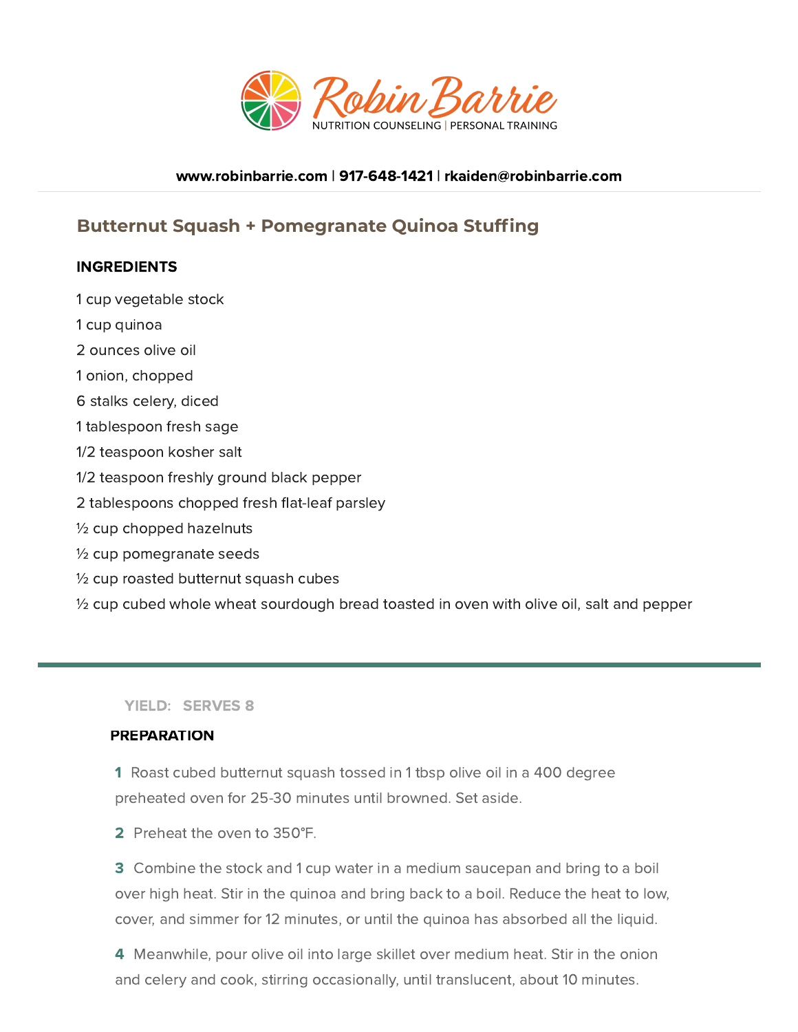Robin Barrie

NUTRITION COUNSELING | PERSONAL TRAINING

**www.robinbarrie.com | 917-648-1421 | rkaiden@robinbarrie.com**

## Butternut Squash + Pomegranate Quinoa Stuffing

### INGREDIENTS

1 cup vegetable stock

1 cup quinoa

2 ounces olive oil

1 onion, chopped

6 stalks celery, diced

1 tablespoon fresh sage

1/2 teaspoon kosher salt

1/2 teaspoon freshly ground black pepper

2 tablespoons chopped fresh flat-leaf parsley

½ cup chopped hazelnuts

½ cup pomegranate seeds

½ cup roasted butternut squash cubes

½ cup cubed whole wheat sourdough bread toasted in oven with olive oil, salt and pepper

---

**YIELD: SERVES 8**

### PREPARATION

**1** Roast cubed butternut squash tossed in 1 tbsp olive oil in a 400 degree preheated oven for 25-30 minutes until browned. Set aside.

**2** Preheat the oven to 350°F.

**3** Combine the stock and 1 cup water in a medium saucepan and bring to a boil over high heat. Stir in the quinoa and bring back to a boil. Reduce the heat to low, cover, and simmer for 12 minutes, or until the quinoa has absorbed all the liquid.

**4** Meanwhile, pour olive oil into large skillet over medium heat. Stir in the onion and celery and cook, stirring occasionally, until translucent, about 10 minutes.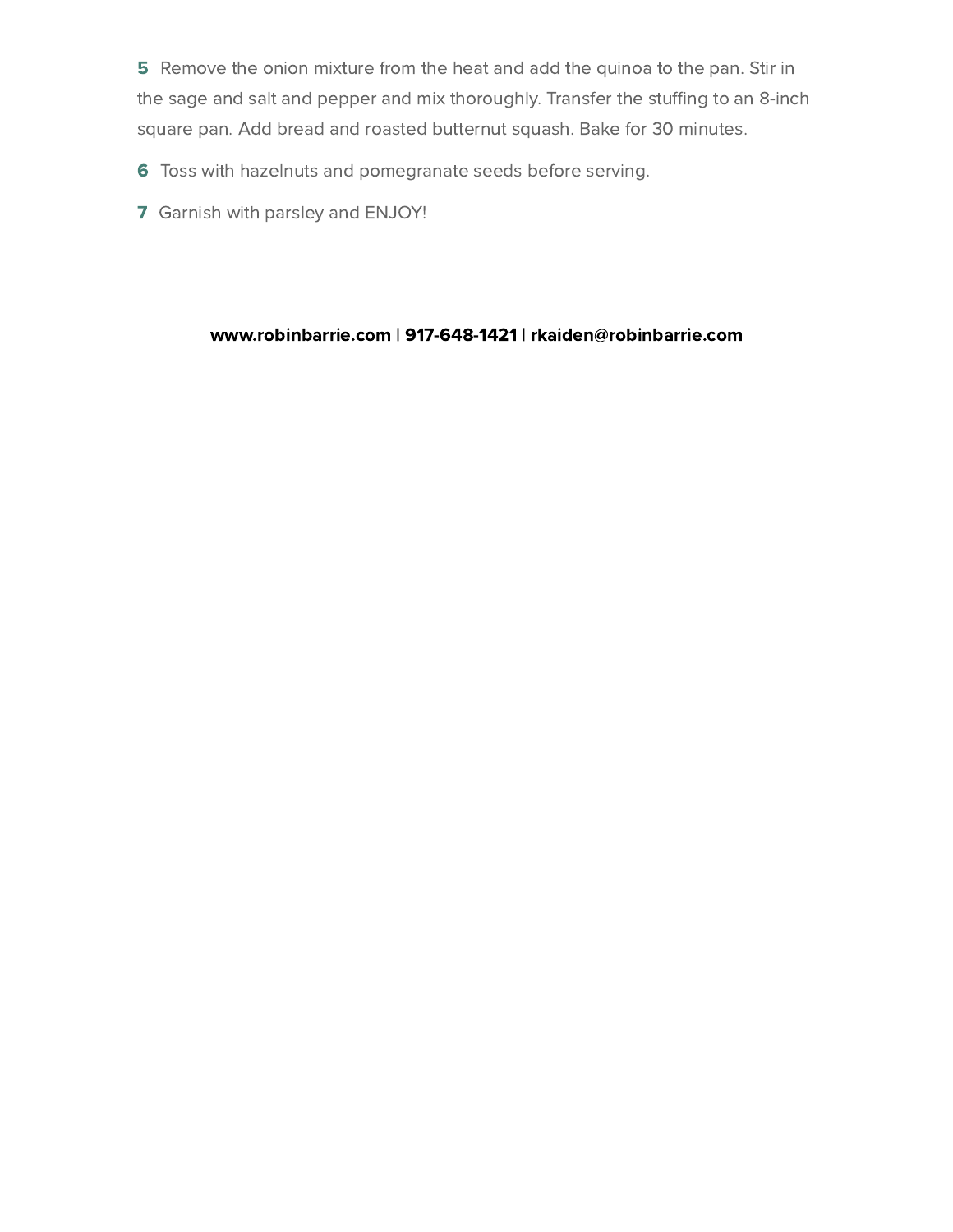5. Remove the onion mixture from the heat and add the quinoa to the pan. Stir in the sage and salt and pepper and mix thoroughly. Transfer the stuffing to an 8-inch square pan. Add bread and roasted butternut squash. Bake for 30 minutes.
6. Toss with hazelnuts and pomegranate seeds before serving.
7. Garnish with parsley and ENJOY!

**www.robinbarrie.com | 917-648-1421 | rkaiden@robinbarrie.com**